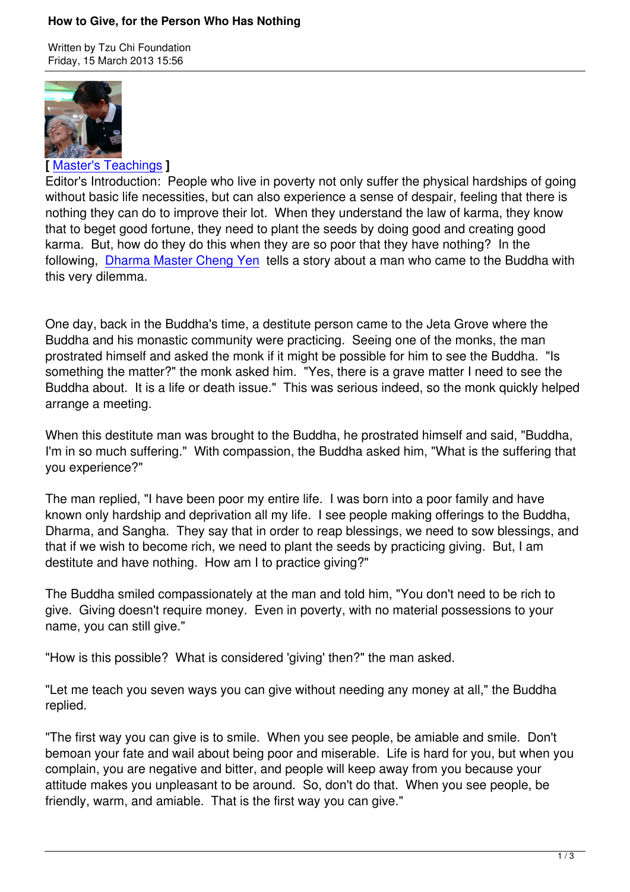# How to Give, for the Person Who Has Nothing

Written by Tzu Chi Foundation
Friday, 15 March 2013 15:56

**[** Master's Teachings **]**

Editor's Introduction: People who live in poverty not only suffer the physical hardships of going without basic life necessities, but can also experience a sense of despair, feeling that there is nothing they can do to improve their lot. When they understand the law of karma, they know that to beget good fortune, they need to plant the seeds by doing good and creating good karma. But, how do they do this when they are so poor that they have nothing? In the following, Dharma Master Cheng Yen tells a story about a man who came to the Buddha with this very dilemma.

One day, back in the Buddha's time, a destitute person came to the Jeta Grove where the Buddha and his monastic community were practicing. Seeing one of the monks, the man prostrated himself and asked the monk if it might be possible for him to see the Buddha. "Is something the matter?" the monk asked him. "Yes, there is a grave matter I need to see the Buddha about. It is a life or death issue." This was serious indeed, so the monk quickly helped arrange a meeting.

When this destitute man was brought to the Buddha, he prostrated himself and said, "Buddha, I'm in so much suffering." With compassion, the Buddha asked him, "What is the suffering that you experience?"

The man replied, "I have been poor my entire life. I was born into a poor family and have known only hardship and deprivation all my life. I see people making offerings to the Buddha, Dharma, and Sangha. They say that in order to reap blessings, we need to sow blessings, and that if we wish to become rich, we need to plant the seeds by practicing giving. But, I am destitute and have nothing. How am I to practice giving?"

The Buddha smiled compassionately at the man and told him, "You don't need to be rich to give. Giving doesn't require money. Even in poverty, with no material possessions to your name, you can still give."

"How is this possible? What is considered 'giving' then?" the man asked.

"Let me teach you seven ways you can give without needing any money at all," the Buddha replied.

"The first way you can give is to smile. When you see people, be amiable and smile. Don't bemoan your fate and wail about being poor and miserable. Life is hard for you, but when you complain, you are negative and bitter, and people will keep away from you because your attitude makes you unpleasant to be around. So, don't do that. When you see people, be friendly, warm, and amiable. That is the first way you can give."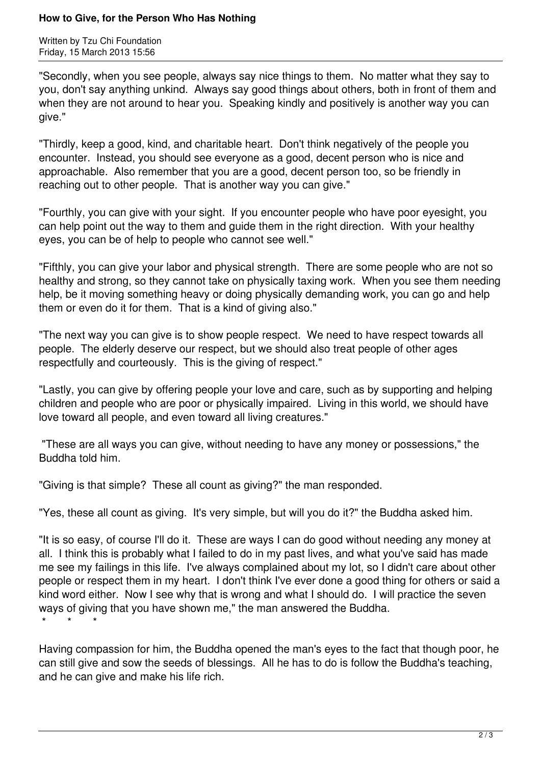"Secondly, when you see people, always say nice things to them. No matter what they say to you, don't say anything unkind. Always say good things about others, both in front of them and when they are not around to hear you. Speaking kindly and positively is another way you can give."

"Thirdly, keep a good, kind, and charitable heart. Don't think negatively of the people you encounter. Instead, you should see everyone as a good, decent person who is nice and approachable. Also remember that you are a good, decent person too, so be friendly in reaching out to other people. That is another way you can give."

"Fourthly, you can give with your sight. If you encounter people who have poor eyesight, you can help point out the way to them and guide them in the right direction. With your healthy eyes, you can be of help to people who cannot see well."

"Fifthly, you can give your labor and physical strength. There are some people who are not so healthy and strong, so they cannot take on physically taxing work. When you see them needing help, be it moving something heavy or doing physically demanding work, you can go and help them or even do it for them. That is a kind of giving also."

"The next way you can give is to show people respect. We need to have respect towards all people. The elderly deserve our respect, but we should also treat people of other ages respectfully and courteously. This is the giving of respect."

"Lastly, you can give by offering people your love and care, such as by supporting and helping children and people who are poor or physically impaired. Living in this world, we should have love toward all people, and even toward all living creatures."

"These are all ways you can give, without needing to have any money or possessions," the Buddha told him.

"Giving is that simple? These all count as giving?" the man responded.

"Yes, these all count as giving. It's very simple, but will you do it?" the Buddha asked him.

"It is so easy, of course I'll do it. These are ways I can do good without needing any money at all. I think this is probably what I failed to do in my past lives, and what you've said has made me see my failings in this life. I've always complained about my lot, so I didn't care about other people or respect them in my heart. I don't think I've ever done a good thing for others or said a kind word either. Now I see why that is wrong and what I should do. I will practice the seven ways of giving that you have shown me," the man answered the Buddha.

\* \* \*

Having compassion for him, the Buddha opened the man's eyes to the fact that though poor, he can still give and sow the seeds of blessings. All he has to do is follow the Buddha's teaching, and he can give and make his life rich.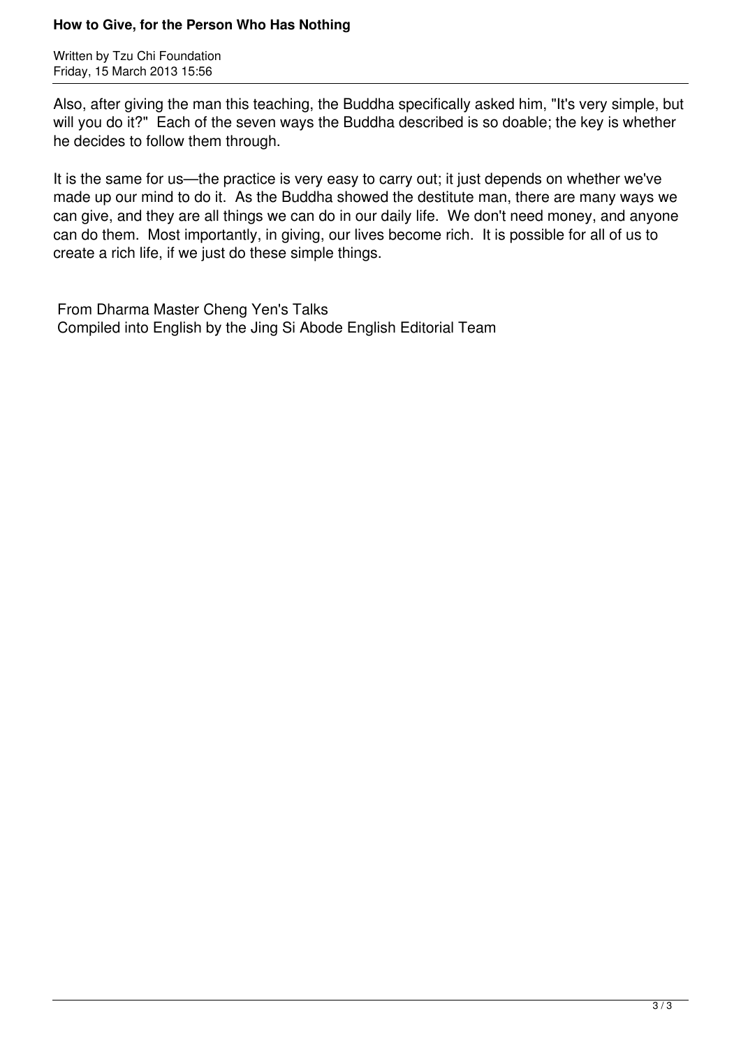Also, after giving the man this teaching, the Buddha specifically asked him, "It's very simple, but will you do it?"  Each of the seven ways the Buddha described is so doable; the key is whether he decides to follow them through.

It is the same for us—the practice is very easy to carry out; it just depends on whether we've made up our mind to do it.  As the Buddha showed the destitute man, there are many ways we can give, and they are all things we can do in our daily life.  We don't need money, and anyone can do them.  Most importantly, in giving, our lives become rich.  It is possible for all of us to create a rich life, if we just do these simple things.

From Dharma Master Cheng Yen's Talks
Compiled into English by the Jing Si Abode English Editorial Team